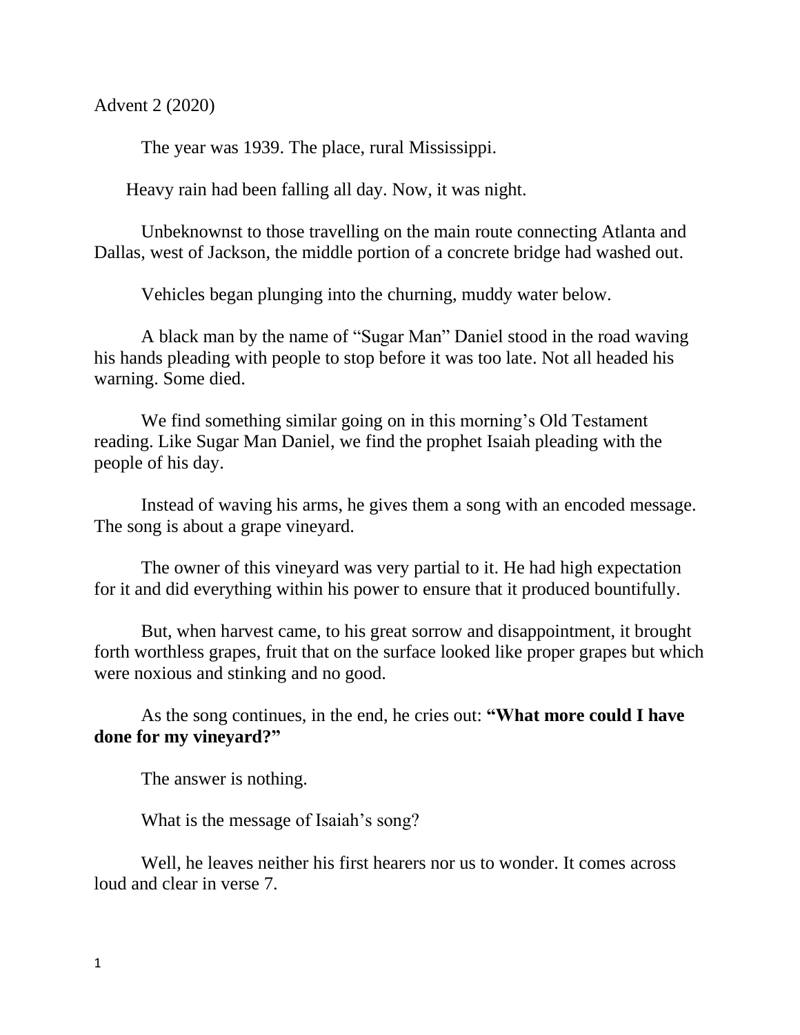Advent 2 (2020)

The year was 1939. The place, rural Mississippi.

Heavy rain had been falling all day. Now, it was night.

Unbeknownst to those travelling on the main route connecting Atlanta and Dallas, west of Jackson, the middle portion of a concrete bridge had washed out.

Vehicles began plunging into the churning, muddy water below.

A black man by the name of "Sugar Man" Daniel stood in the road waving his hands pleading with people to stop before it was too late. Not all headed his warning. Some died.

We find something similar going on in this morning's Old Testament reading. Like Sugar Man Daniel, we find the prophet Isaiah pleading with the people of his day.

Instead of waving his arms, he gives them a song with an encoded message. The song is about a grape vineyard.

The owner of this vineyard was very partial to it. He had high expectation for it and did everything within his power to ensure that it produced bountifully.

But, when harvest came, to his great sorrow and disappointment, it brought forth worthless grapes, fruit that on the surface looked like proper grapes but which were noxious and stinking and no good.

As the song continues, in the end, he cries out: **"What more could I have done for my vineyard?"**

The answer is nothing.

What is the message of Isaiah's song?

Well, he leaves neither his first hearers nor us to wonder. It comes across loud and clear in verse 7.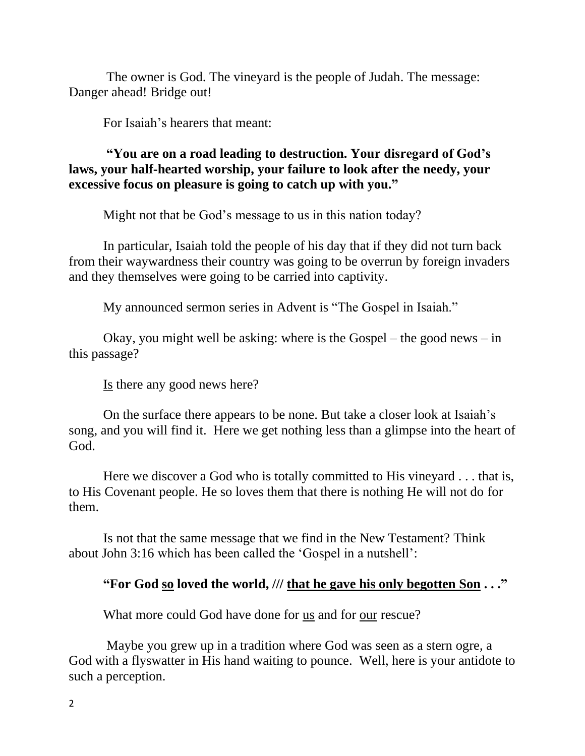The owner is God. The vineyard is the people of Judah. The message: Danger ahead! Bridge out!

For Isaiah's hearers that meant:

**"You are on a road leading to destruction. Your disregard of God's laws, your half-hearted worship, your failure to look after the needy, your excessive focus on pleasure is going to catch up with you."**

Might not that be God's message to us in this nation today?

In particular, Isaiah told the people of his day that if they did not turn back from their waywardness their country was going to be overrun by foreign invaders and they themselves were going to be carried into captivity.

My announced sermon series in Advent is "The Gospel in Isaiah."

Okay, you might well be asking: where is the Gospel – the good news – in this passage?

<u>Is</u> there any good news here?

On the surface there appears to be none. But take a closer look at Isaiah's song, and you will find it. Here we get nothing less than a glimpse into the heart of God.

Here we discover a God who is totally committed to His vineyard . . . that is, to His Covenant people. He so loves them that there is nothing He will not do for them.

Is not that the same message that we find in the New Testament? Think about John 3:16 which has been called the 'Gospel in a nutshell':

**"For God <u>so</u> loved the world, /// <u>that he gave his only begotten Son</u> . . ."**

What more could God have done for <u>us</u> and for <u>our</u> rescue?

Maybe you grew up in a tradition where God was seen as a stern ogre, a God with a flyswatter in His hand waiting to pounce. Well, here is your antidote to such a perception.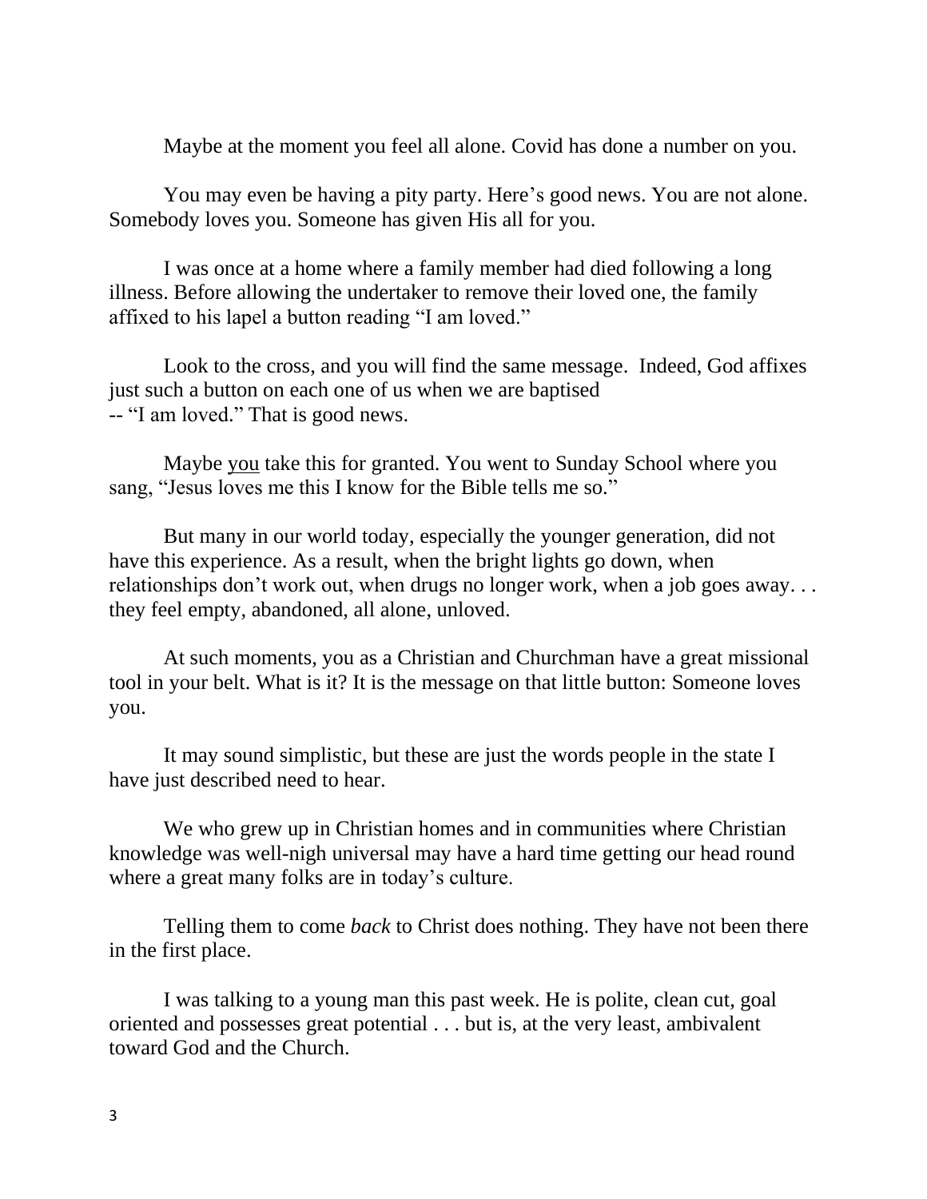Maybe at the moment you feel all alone. Covid has done a number on you.

You may even be having a pity party. Here's good news. You are not alone. Somebody loves you. Someone has given His all for you.

I was once at a home where a family member had died following a long illness. Before allowing the undertaker to remove their loved one, the family affixed to his lapel a button reading "I am loved."

Look to the cross, and you will find the same message. Indeed, God affixes just such a button on each one of us when we are baptised -- "I am loved." That is good news.

Maybe <u>you</u> take this for granted. You went to Sunday School where you sang, "Jesus loves me this I know for the Bible tells me so."

But many in our world today, especially the younger generation, did not have this experience. As a result, when the bright lights go down, when relationships don't work out, when drugs no longer work, when a job goes away. . . they feel empty, abandoned, all alone, unloved.

At such moments, you as a Christian and Churchman have a great missional tool in your belt. What is it? It is the message on that little button: Someone loves you.

It may sound simplistic, but these are just the words people in the state I have just described need to hear.

We who grew up in Christian homes and in communities where Christian knowledge was well-nigh universal may have a hard time getting our head round where a great many folks are in today's culture.

Telling them to come *back* to Christ does nothing. They have not been there in the first place.

I was talking to a young man this past week. He is polite, clean cut, goal oriented and possesses great potential . . . but is, at the very least, ambivalent toward God and the Church.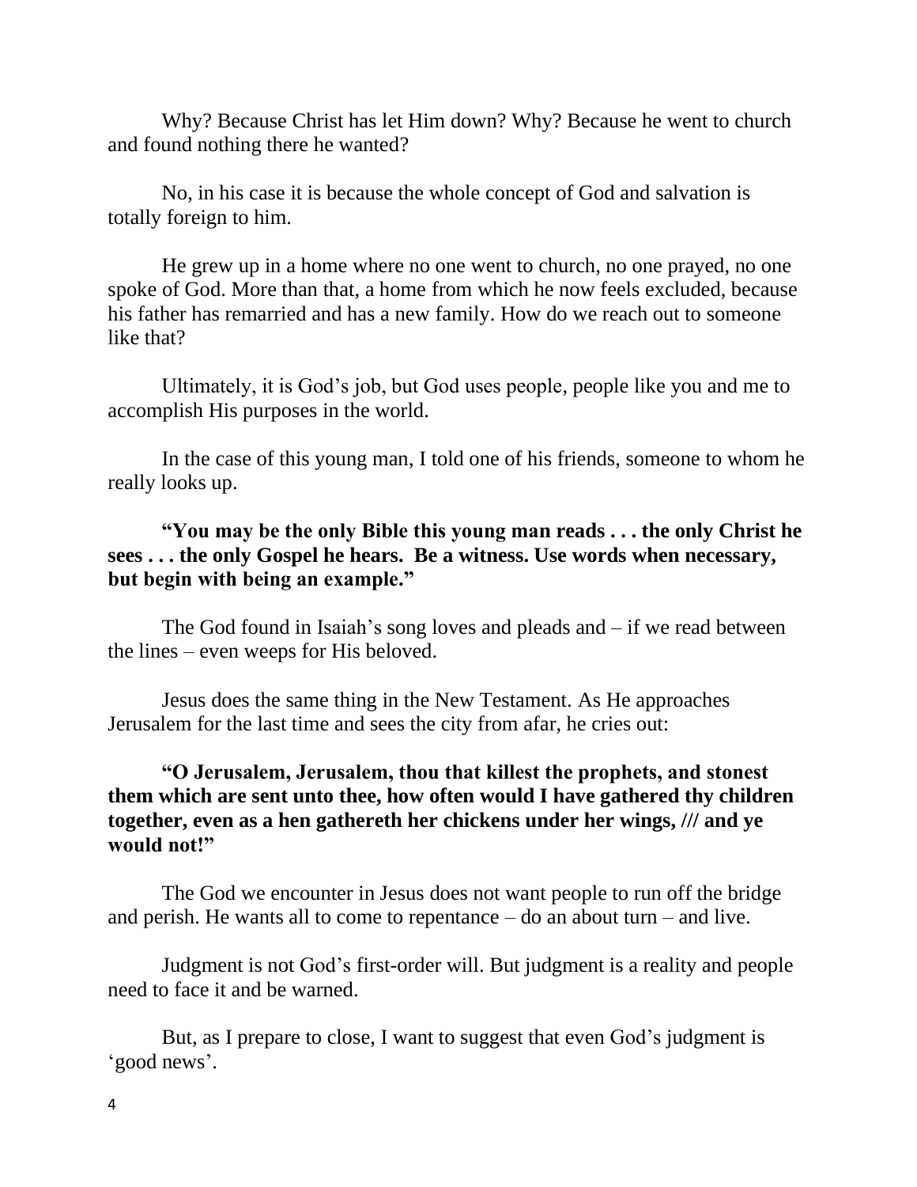Why? Because Christ has let Him down? Why? Because he went to church and found nothing there he wanted?

No, in his case it is because the whole concept of God and salvation is totally foreign to him.

He grew up in a home where no one went to church, no one prayed, no one spoke of God. More than that, a home from which he now feels excluded, because his father has remarried and has a new family. How do we reach out to someone like that?

Ultimately, it is God's job, but God uses people, people like you and me to accomplish His purposes in the world.

In the case of this young man, I told one of his friends, someone to whom he really looks up.

**"You may be the only Bible this young man reads . . . the only Christ he sees . . . the only Gospel he hears. Be a witness. Use words when necessary, but begin with being an example."**

The God found in Isaiah's song loves and pleads and – if we read between the lines – even weeps for His beloved.

Jesus does the same thing in the New Testament. As He approaches Jerusalem for the last time and sees the city from afar, he cries out:

**"O Jerusalem, Jerusalem, thou that killest the prophets, and stonest them which are sent unto thee, how often would I have gathered thy children together, even as a hen gathereth her chickens under her wings, /// and ye would not!"**

The God we encounter in Jesus does not want people to run off the bridge and perish. He wants all to come to repentance – do an about turn – and live.

Judgment is not God's first-order will. But judgment is a reality and people need to face it and be warned.

But, as I prepare to close, I want to suggest that even God's judgment is 'good news'.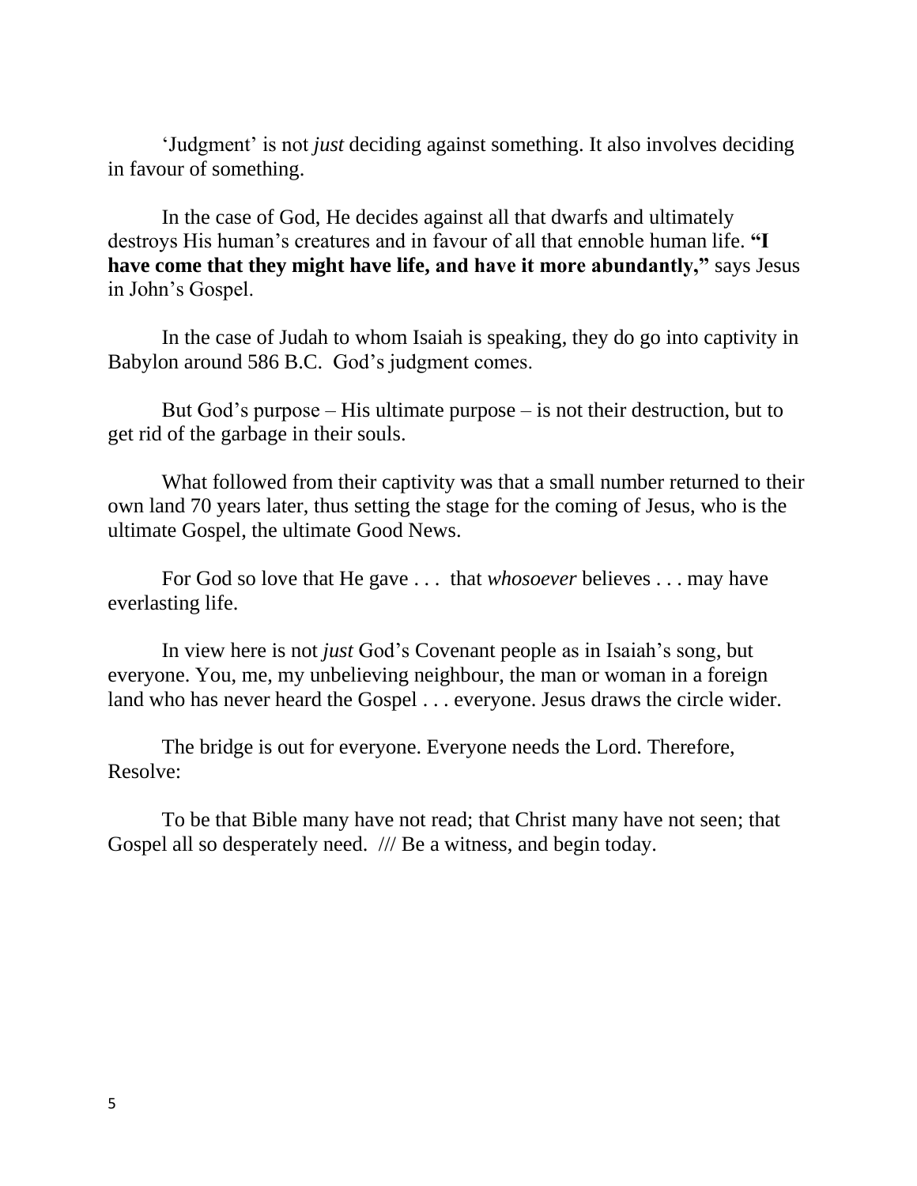'Judgment' is not *just* deciding against something. It also involves deciding in favour of something.

In the case of God, He decides against all that dwarfs and ultimately destroys His human's creatures and in favour of all that ennoble human life. **"I have come that they might have life, and have it more abundantly,"** says Jesus in John's Gospel.

In the case of Judah to whom Isaiah is speaking, they do go into captivity in Babylon around 586 B.C. God's judgment comes.

But God's purpose – His ultimate purpose – is not their destruction, but to get rid of the garbage in their souls.

What followed from their captivity was that a small number returned to their own land 70 years later, thus setting the stage for the coming of Jesus, who is the ultimate Gospel, the ultimate Good News.

For God so love that He gave . . . that *whosoever* believes . . . may have everlasting life.

In view here is not *just* God's Covenant people as in Isaiah's song, but everyone. You, me, my unbelieving neighbour, the man or woman in a foreign land who has never heard the Gospel . . . everyone. Jesus draws the circle wider.

The bridge is out for everyone. Everyone needs the Lord. Therefore, Resolve:

To be that Bible many have not read; that Christ many have not seen; that Gospel all so desperately need. /// Be a witness, and begin today.